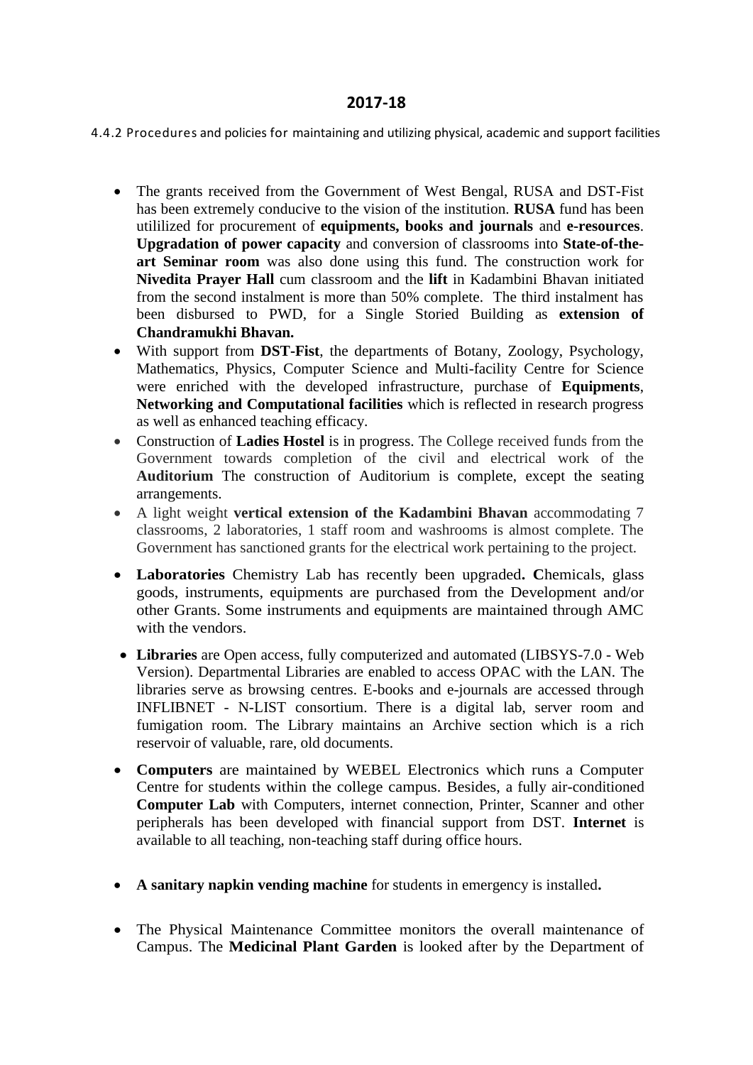# 2017-18

4.4.2 Procedures and policies for maintaining and utilizing physical, academic and support facilities

- The grants received from the Government of West Bengal, RUSA and DST-Fist has been extremely conducive to the vision of the institution. **RUSA** fund has been utililized for procurement of **equipments, books and journals** and **e-resources**. **Upgradation of power capacity** and conversion of classrooms into **State-of-the-art Seminar room** was also done using this fund. The construction work for **Nivedita Prayer Hall** cum classroom and the **lift** in Kadambini Bhavan initiated from the second instalment is more than 50% complete. The third instalment has been disbursed to PWD, for a Single Storied Building as **extension of Chandramukhi Bhavan.**
- With support from **DST-Fist**, the departments of Botany, Zoology, Psychology, Mathematics, Physics, Computer Science and Multi-facility Centre for Science were enriched with the developed infrastructure, purchase of **Equipments**, **Networking and Computational facilities** which is reflected in research progress as well as enhanced teaching efficacy.
- Construction of **Ladies Hostel** is in progress. The College received funds from the Government towards completion of the civil and electrical work of the **Auditorium** The construction of Auditorium is complete, except the seating arrangements.
- A light weight **vertical extension of the Kadambini Bhavan** accommodating 7 classrooms, 2 laboratories, 1 staff room and washrooms is almost complete. The Government has sanctioned grants for the electrical work pertaining to the project.
- **Laboratories** Chemistry Lab has recently been upgraded**. C**hemicals, glass goods, instruments, equipments are purchased from the Development and/or other Grants. Some instruments and equipments are maintained through AMC with the vendors.
- **Libraries** are Open access, fully computerized and automated (LIBSYS-7.0 - Web Version). Departmental Libraries are enabled to access OPAC with the LAN. The libraries serve as browsing centres. E-books and e-journals are accessed through INFLIBNET - N-LIST consortium. There is a digital lab, server room and fumigation room. The Library maintains an Archive section which is a rich reservoir of valuable, rare, old documents.
- **Computers** are maintained by WEBEL Electronics which runs a Computer Centre for students within the college campus. Besides, a fully air-conditioned **Computer Lab** with Computers, internet connection, Printer, Scanner and other peripherals has been developed with financial support from DST. **Internet** is available to all teaching, non-teaching staff during office hours.
- **A sanitary napkin vending machine** for students in emergency is installed**.**
- The Physical Maintenance Committee monitors the overall maintenance of Campus. The **Medicinal Plant Garden** is looked after by the Department of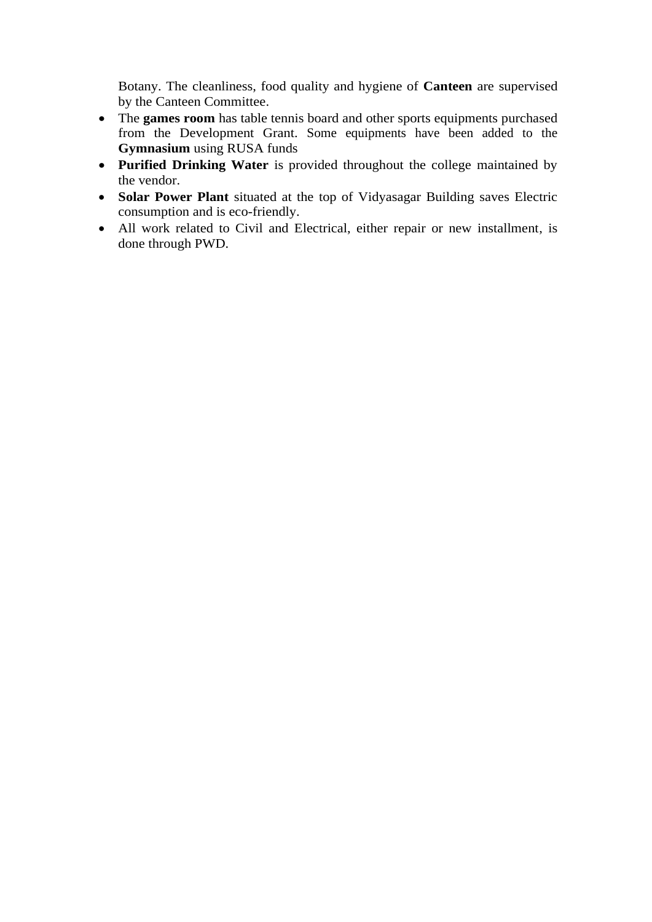Botany. The cleanliness, food quality and hygiene of **Canteen** are supervised by the Canteen Committee.

- The **games room** has table tennis board and other sports equipments purchased from the Development Grant. Some equipments have been added to the **Gymnasium** using RUSA funds
- **Purified Drinking Water** is provided throughout the college maintained by the vendor.
- **Solar Power Plant** situated at the top of Vidyasagar Building saves Electric consumption and is eco-friendly.
- All work related to Civil and Electrical, either repair or new installment, is done through PWD.